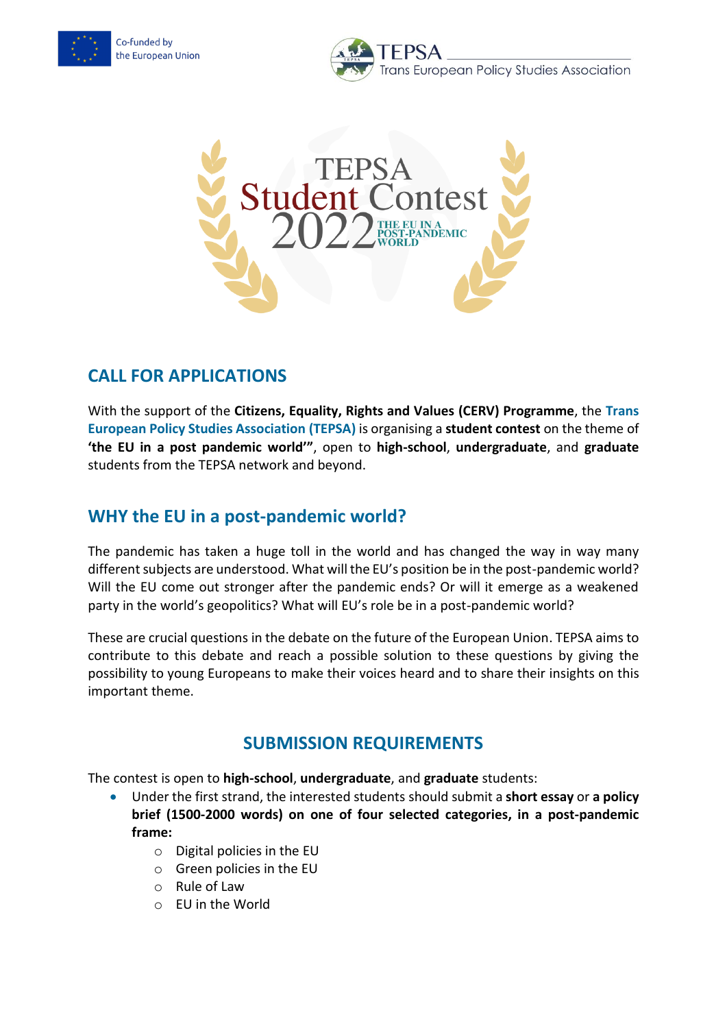Co-funded by the European Union

TEPSA Trans European Policy Studies Association

# TEPSA Student Contest 2022

THE EU IN A POST-PANDEMIC WORLD

## CALL FOR APPLICATIONS

With the support of the **Citizens, Equality, Rights and Values (CERV) Programme**, the **Trans European Policy Studies Association (TEPSA)** is organising a **student contest** on the theme of **'the EU in a post pandemic world'"**, open to **high-school**, **undergraduate**, and **graduate** students from the TEPSA network and beyond.

## WHY the EU in a post-pandemic world?

The pandemic has taken a huge toll in the world and has changed the way in way many different subjects are understood. What will the EU's position be in the post-pandemic world? Will the EU come out stronger after the pandemic ends? Or will it emerge as a weakened party in the world's geopolitics? What will EU's role be in a post-pandemic world?

These are crucial questions in the debate on the future of the European Union. TEPSA aims to contribute to this debate and reach a possible solution to these questions by giving the possibility to young Europeans to make their voices heard and to share their insights on this important theme.

## SUBMISSION REQUIREMENTS

The contest is open to **high-school**, **undergraduate**, and **graduate** students:

- Under the first strand, the interested students should submit a **short essay** or **a policy brief (1500-2000 words) on one of four selected categories, in a post-pandemic frame:**
  - Digital policies in the EU
  - Green policies in the EU
  - Rule of Law
  - EU in the World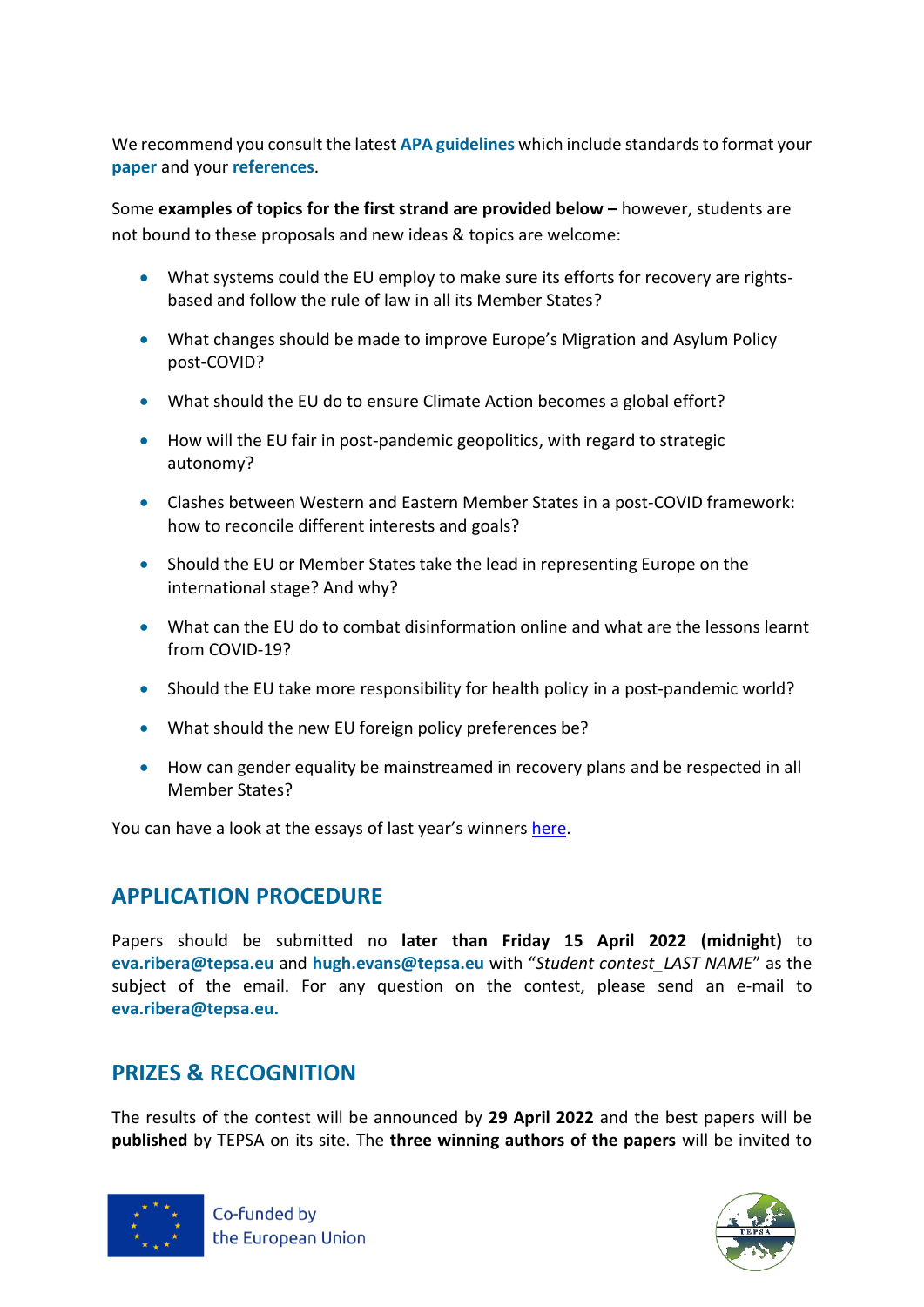We recommend you consult the latest **APA guidelines** which include standards to format your **paper** and your **references**.

Some **examples of topics for the first strand are provided below –** however, students are not bound to these proposals and new ideas & topics are welcome:

- What systems could the EU employ to make sure its efforts for recovery are rights-based and follow the rule of law in all its Member States?
- What changes should be made to improve Europe's Migration and Asylum Policy post-COVID?
- What should the EU do to ensure Climate Action becomes a global effort?
- How will the EU fair in post-pandemic geopolitics, with regard to strategic autonomy?
- Clashes between Western and Eastern Member States in a post-COVID framework: how to reconcile different interests and goals?
- Should the EU or Member States take the lead in representing Europe on the international stage? And why?
- What can the EU do to combat disinformation online and what are the lessons learnt from COVID-19?
- Should the EU take more responsibility for health policy in a post-pandemic world?
- What should the new EU foreign policy preferences be?
- How can gender equality be mainstreamed in recovery plans and be respected in all Member States?

You can have a look at the essays of last year's winners here.

## APPLICATION PROCEDURE

Papers should be submitted no **later than Friday 15 April 2022 (midnight)** to **eva.ribera@tepsa.eu** and **hugh.evans@tepsa.eu** with "*Student contest_LAST NAME*" as the subject of the email. For any question on the contest, please send an e-mail to **eva.ribera@tepsa.eu.**

## PRIZES & RECOGNITION

The results of the contest will be announced by **29 April 2022** and the best papers will be **published** by TEPSA on its site. The **three winning authors of the papers** will be invited to

Co-funded by the European Union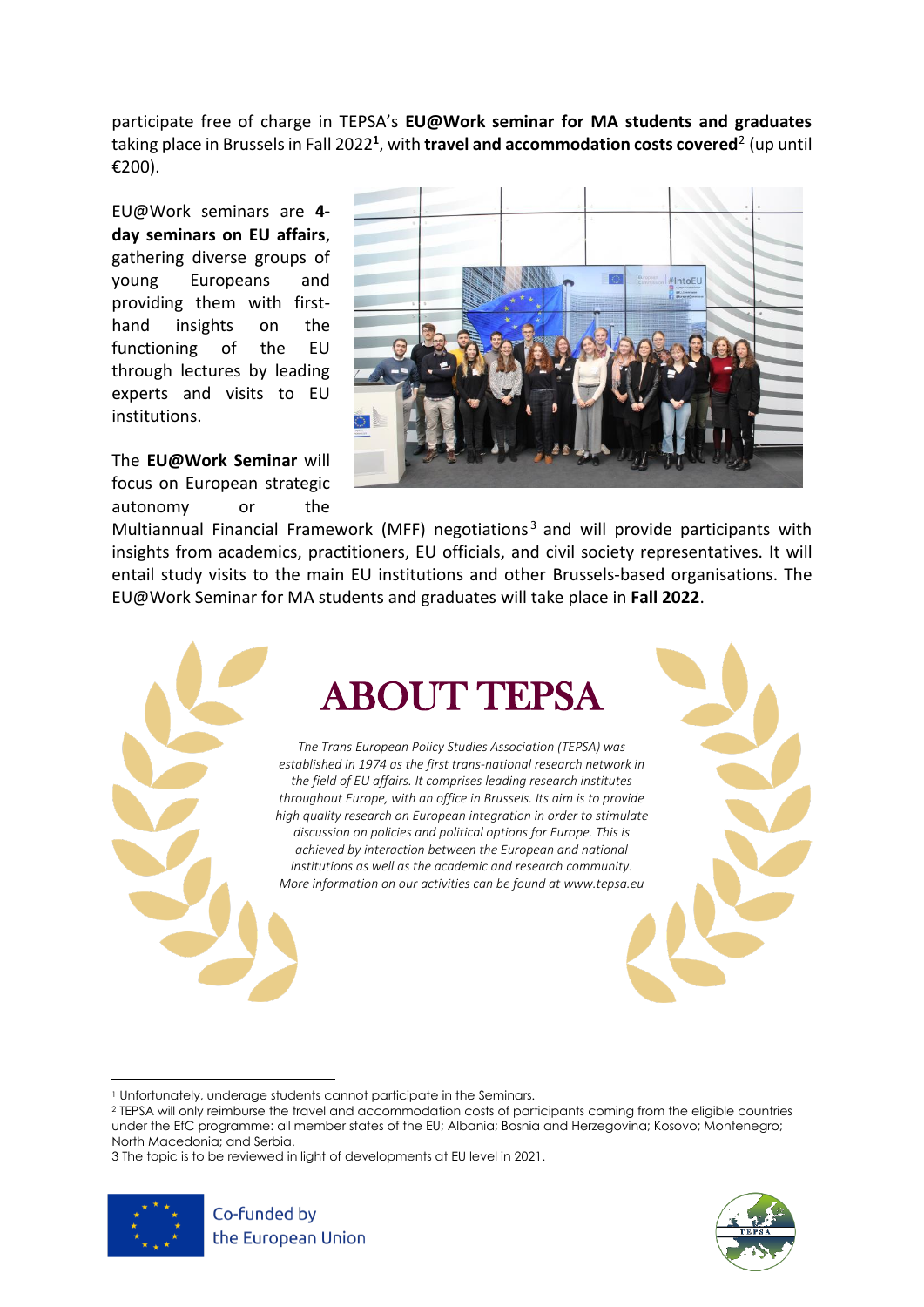participate free of charge in TEPSA's **EU@Work seminar for MA students and graduates** taking place in Brussels in Fall 2022[1], with **travel and accommodation costs covered**[2] (up until €200).

EU@Work seminars are **4-day seminars on EU affairs**, gathering diverse groups of young Europeans and providing them with first-hand insights on the functioning of the EU through lectures by leading experts and visits to EU institutions.

The **EU@Work Seminar** will focus on European strategic autonomy or the Multiannual Financial Framework (MFF) negotiations[3] and will provide participants with insights from academics, practitioners, EU officials, and civil society representatives. It will entail study visits to the main EU institutions and other Brussels-based organisations. The EU@Work Seminar for MA students and graduates will take place in **Fall 2022**.

# ABOUT TEPSA

*The Trans European Policy Studies Association (TEPSA) was established in 1974 as the first trans-national research network in the field of EU affairs. It comprises leading research institutes throughout Europe, with an office in Brussels. Its aim is to provide high quality research on European integration in order to stimulate discussion on policies and political options for Europe. This is achieved by interaction between the European and national institutions as well as the academic and research community. More information on our activities can be found at www.tepsa.eu*

[1] Unfortunately, underage students cannot participate in the Seminars.

[2] TEPSA will only reimburse the travel and accommodation costs of participants coming from the eligible countries under the EfC programme: all member states of the EU; Albania; Bosnia and Herzegovina; Kosovo; Montenegro; North Macedonia; and Serbia.

[3] The topic is to be reviewed in light of developments at EU level in 2021.

Co-funded by the European Union